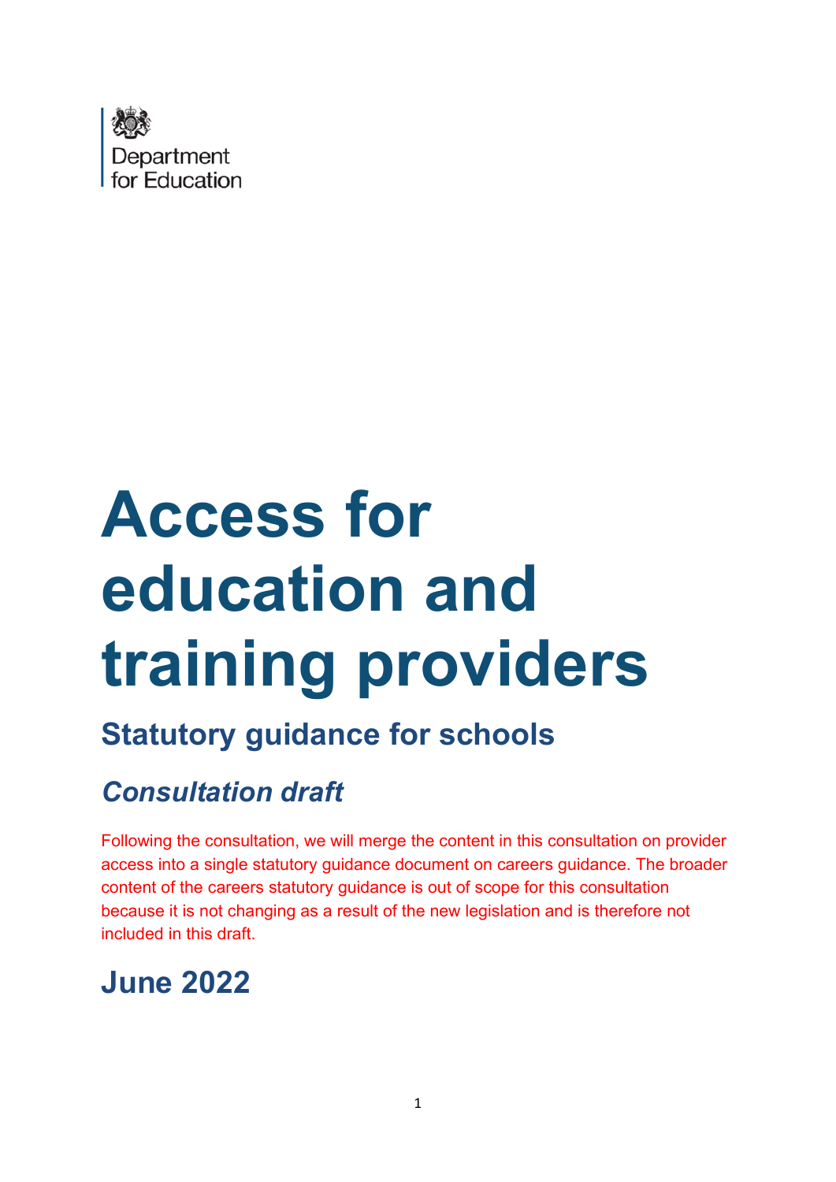Department for Education

# Access for education and training providers

## Statutory guidance for schools

### *Consultation draft*

Following the consultation, we will merge the content in this consultation on provider access into a single statutory guidance document on careers guidance. The broader content of the careers statutory guidance is out of scope for this consultation because it is not changing as a result of the new legislation and is therefore not included in this draft.

## June 2022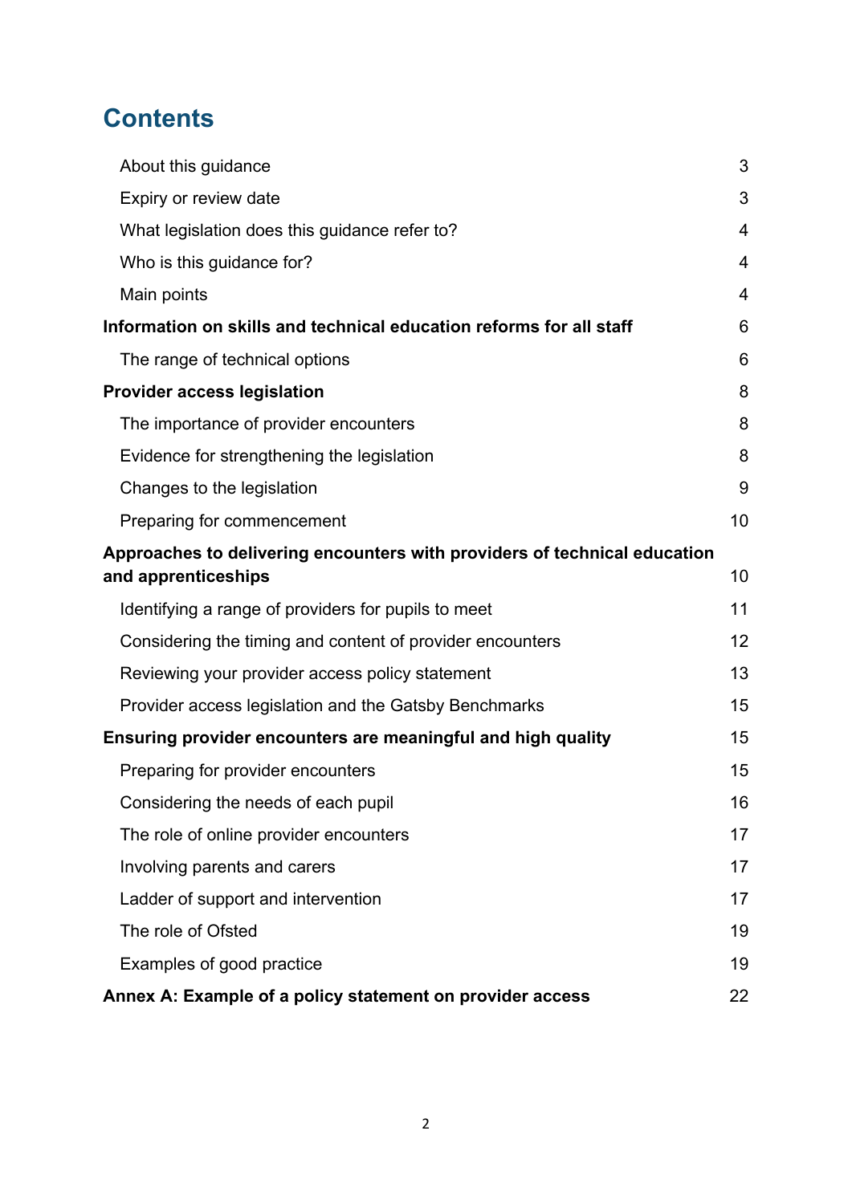# Contents

| | |
|---|---|
| About this guidance | 3 |
| Expiry or review date | 3 |
| What legislation does this guidance refer to? | 4 |
| Who is this guidance for? | 4 |
| Main points | 4 |
| **Information on skills and technical education reforms for all staff** | 6 |
| The range of technical options | 6 |
| **Provider access legislation** | 8 |
| The importance of provider encounters | 8 |
| Evidence for strengthening the legislation | 8 |
| Changes to the legislation | 9 |
| Preparing for commencement | 10 |
| **Approaches to delivering encounters with providers of technical education and apprenticeships** | 10 |
| Identifying a range of providers for pupils to meet | 11 |
| Considering the timing and content of provider encounters | 12 |
| Reviewing your provider access policy statement | 13 |
| Provider access legislation and the Gatsby Benchmarks | 15 |
| **Ensuring provider encounters are meaningful and high quality** | 15 |
| Preparing for provider encounters | 15 |
| Considering the needs of each pupil | 16 |
| The role of online provider encounters | 17 |
| Involving parents and carers | 17 |
| Ladder of support and intervention | 17 |
| The role of Ofsted | 19 |
| Examples of good practice | 19 |
| **Annex A: Example of a policy statement on provider access** | 22 |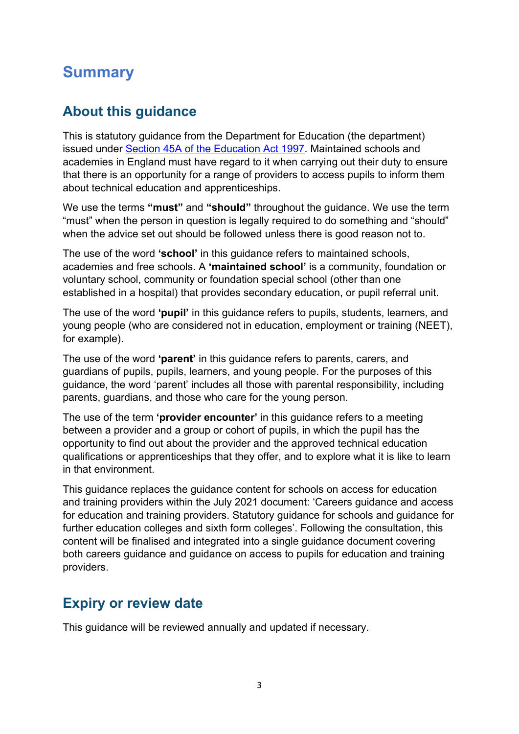# Summary

## About this guidance

This is statutory guidance from the Department for Education (the department) issued under [Section 45A of the Education Act 1997](). Maintained schools and academies in England must have regard to it when carrying out their duty to ensure that there is an opportunity for a range of providers to access pupils to inform them about technical education and apprenticeships.

We use the terms **"must"** and **"should"** throughout the guidance. We use the term "must" when the person in question is legally required to do something and "should" when the advice set out should be followed unless there is good reason not to.

The use of the word **'school'** in this guidance refers to maintained schools, academies and free schools. A **'maintained school'** is a community, foundation or voluntary school, community or foundation special school (other than one established in a hospital) that provides secondary education, or pupil referral unit.

The use of the word **'pupil'** in this guidance refers to pupils, students, learners, and young people (who are considered not in education, employment or training (NEET), for example).

The use of the word **'parent'** in this guidance refers to parents, carers, and guardians of pupils, pupils, learners, and young people. For the purposes of this guidance, the word 'parent' includes all those with parental responsibility, including parents, guardians, and those who care for the young person.

The use of the term **'provider encounter'** in this guidance refers to a meeting between a provider and a group or cohort of pupils, in which the pupil has the opportunity to find out about the provider and the approved technical education qualifications or apprenticeships that they offer, and to explore what it is like to learn in that environment.

This guidance replaces the guidance content for schools on access for education and training providers within the July 2021 document: 'Careers guidance and access for education and training providers. Statutory guidance for schools and guidance for further education colleges and sixth form colleges'. Following the consultation, this content will be finalised and integrated into a single guidance document covering both careers guidance and guidance on access to pupils for education and training providers.

## Expiry or review date

This guidance will be reviewed annually and updated if necessary.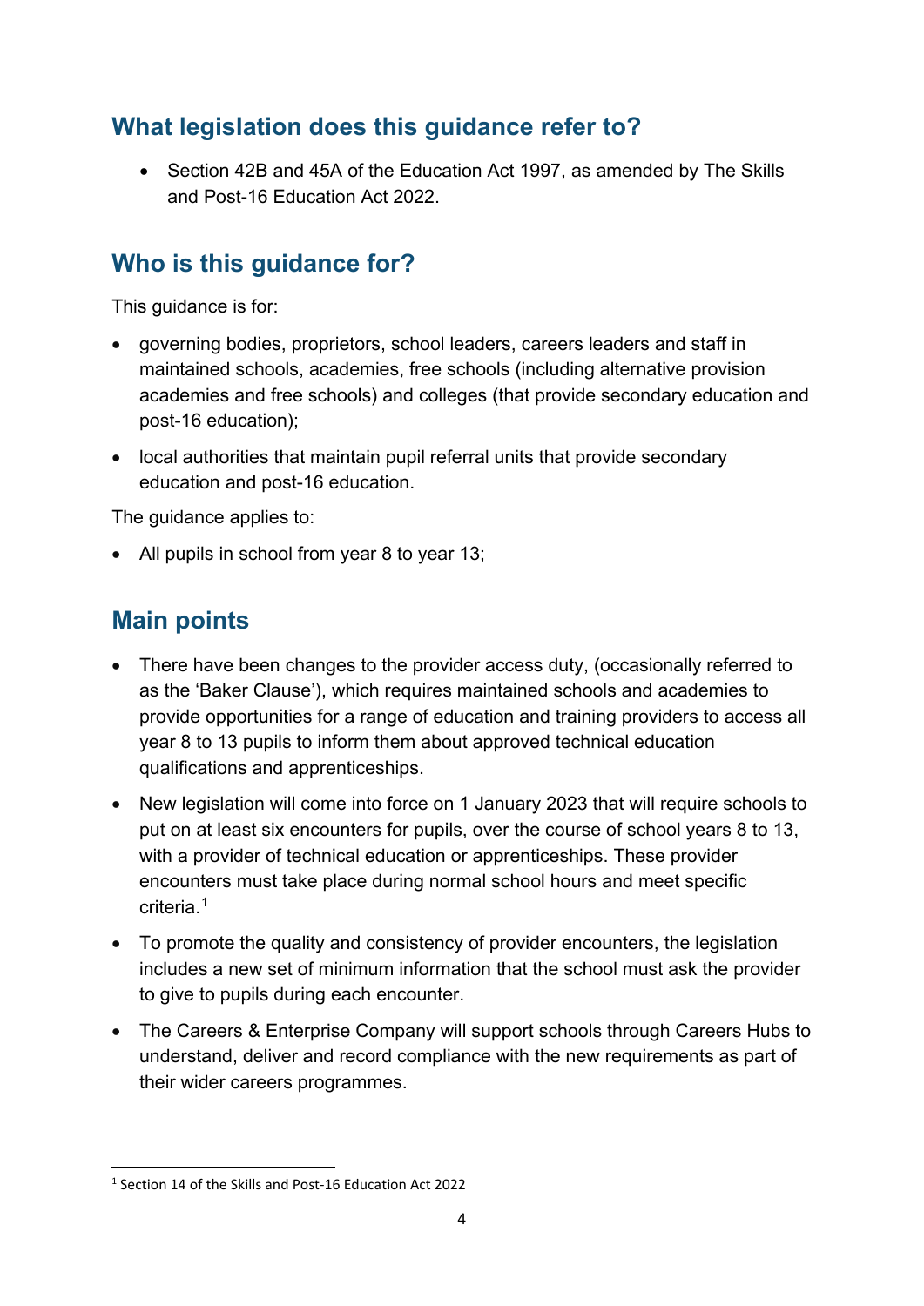## What legislation does this guidance refer to?

- Section 42B and 45A of the Education Act 1997, as amended by The Skills and Post-16 Education Act 2022.

## Who is this guidance for?

This guidance is for:

- governing bodies, proprietors, school leaders, careers leaders and staff in maintained schools, academies, free schools (including alternative provision academies and free schools) and colleges (that provide secondary education and post-16 education);
- local authorities that maintain pupil referral units that provide secondary education and post-16 education.

The guidance applies to:

- All pupils in school from year 8 to year 13;

## Main points

- There have been changes to the provider access duty, (occasionally referred to as the 'Baker Clause'), which requires maintained schools and academies to provide opportunities for a range of education and training providers to access all year 8 to 13 pupils to inform them about approved technical education qualifications and apprenticeships.
- New legislation will come into force on 1 January 2023 that will require schools to put on at least six encounters for pupils, over the course of school years 8 to 13, with a provider of technical education or apprenticeships. These provider encounters must take place during normal school hours and meet specific criteria.[1]
- To promote the quality and consistency of provider encounters, the legislation includes a new set of minimum information that the school must ask the provider to give to pupils during each encounter.
- The Careers & Enterprise Company will support schools through Careers Hubs to understand, deliver and record compliance with the new requirements as part of their wider careers programmes.

[1] Section 14 of the Skills and Post-16 Education Act 2022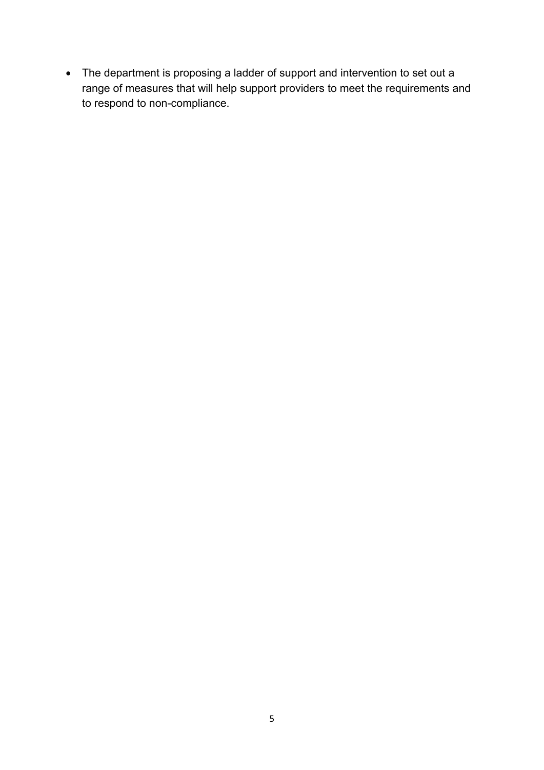- The department is proposing a ladder of support and intervention to set out a range of measures that will help support providers to meet the requirements and to respond to non-compliance.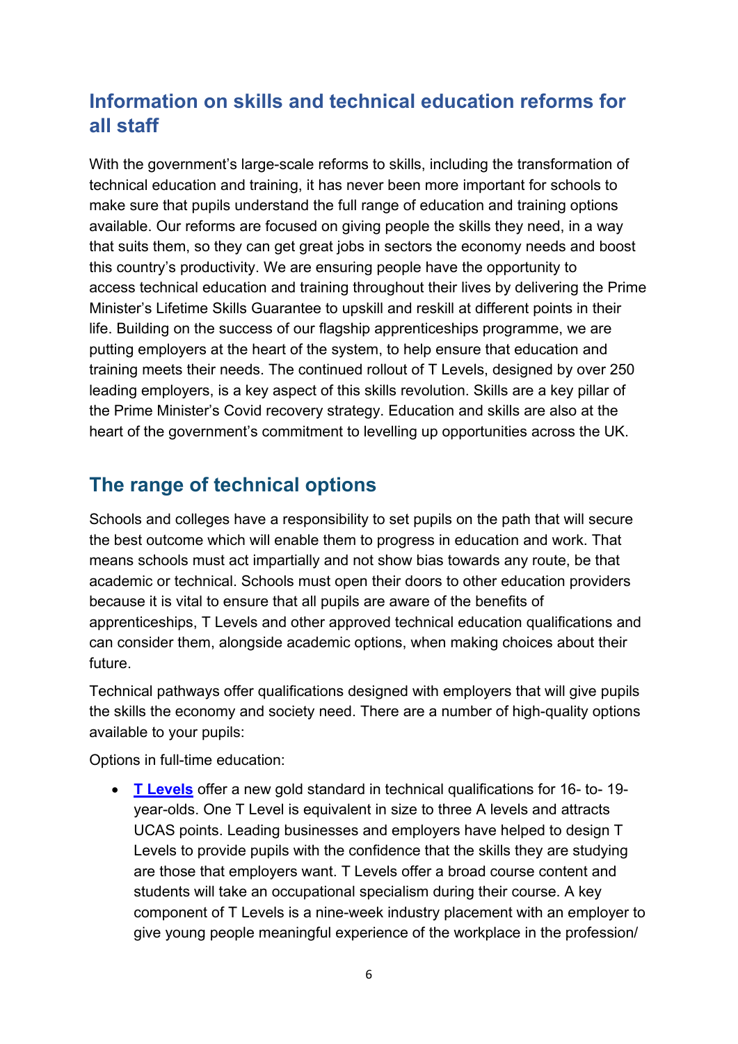## Information on skills and technical education reforms for all staff

With the government's large-scale reforms to skills, including the transformation of technical education and training, it has never been more important for schools to make sure that pupils understand the full range of education and training options available. Our reforms are focused on giving people the skills they need, in a way that suits them, so they can get great jobs in sectors the economy needs and boost this country's productivity. We are ensuring people have the opportunity to access technical education and training throughout their lives by delivering the Prime Minister's Lifetime Skills Guarantee to upskill and reskill at different points in their life. Building on the success of our flagship apprenticeships programme, we are putting employers at the heart of the system, to help ensure that education and training meets their needs. The continued rollout of T Levels, designed by over 250 leading employers, is a key aspect of this skills revolution. Skills are a key pillar of the Prime Minister's Covid recovery strategy. Education and skills are also at the heart of the government's commitment to levelling up opportunities across the UK.

## The range of technical options

Schools and colleges have a responsibility to set pupils on the path that will secure the best outcome which will enable them to progress in education and work. That means schools must act impartially and not show bias towards any route, be that academic or technical. Schools must open their doors to other education providers because it is vital to ensure that all pupils are aware of the benefits of apprenticeships, T Levels and other approved technical education qualifications and can consider them, alongside academic options, when making choices about their future.

Technical pathways offer qualifications designed with employers that will give pupils the skills the economy and society need. There are a number of high-quality options available to your pupils:

Options in full-time education:

- **T Levels** offer a new gold standard in technical qualifications for 16- to- 19-year-olds. One T Level is equivalent in size to three A levels and attracts UCAS points. Leading businesses and employers have helped to design T Levels to provide pupils with the confidence that the skills they are studying are those that employers want. T Levels offer a broad course content and students will take an occupational specialism during their course. A key component of T Levels is a nine-week industry placement with an employer to give young people meaningful experience of the workplace in the profession/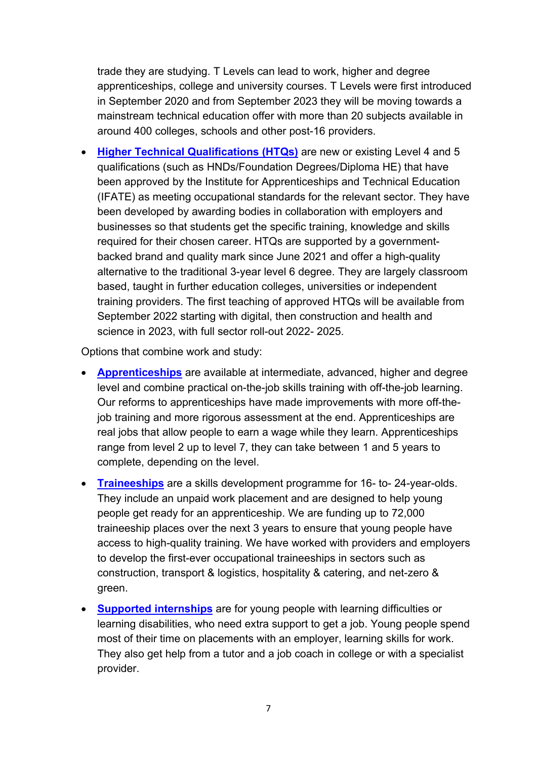trade they are studying. T Levels can lead to work, higher and degree apprenticeships, college and university courses. T Levels were first introduced in September 2020 and from September 2023 they will be moving towards a mainstream technical education offer with more than 20 subjects available in around 400 colleges, schools and other post-16 providers.

- **Higher Technical Qualifications (HTQs)** are new or existing Level 4 and 5 qualifications (such as HNDs/Foundation Degrees/Diploma HE) that have been approved by the Institute for Apprenticeships and Technical Education (IFATE) as meeting occupational standards for the relevant sector. They have been developed by awarding bodies in collaboration with employers and businesses so that students get the specific training, knowledge and skills required for their chosen career. HTQs are supported by a government-backed brand and quality mark since June 2021 and offer a high-quality alternative to the traditional 3-year level 6 degree. They are largely classroom based, taught in further education colleges, universities or independent training providers. The first teaching of approved HTQs will be available from September 2022 starting with digital, then construction and health and science in 2023, with full sector roll-out 2022- 2025.

Options that combine work and study:

- **Apprenticeships** are available at intermediate, advanced, higher and degree level and combine practical on-the-job skills training with off-the-job learning. Our reforms to apprenticeships have made improvements with more off-the-job training and more rigorous assessment at the end. Apprenticeships are real jobs that allow people to earn a wage while they learn. Apprenticeships range from level 2 up to level 7, they can take between 1 and 5 years to complete, depending on the level.
- **Traineeships** are a skills development programme for 16- to- 24-year-olds. They include an unpaid work placement and are designed to help young people get ready for an apprenticeship. We are funding up to 72,000 traineeship places over the next 3 years to ensure that young people have access to high-quality training. We have worked with providers and employers to develop the first-ever occupational traineeships in sectors such as construction, transport & logistics, hospitality & catering, and net-zero & green.
- **Supported internships** are for young people with learning difficulties or learning disabilities, who need extra support to get a job. Young people spend most of their time on placements with an employer, learning skills for work. They also get help from a tutor and a job coach in college or with a specialist provider.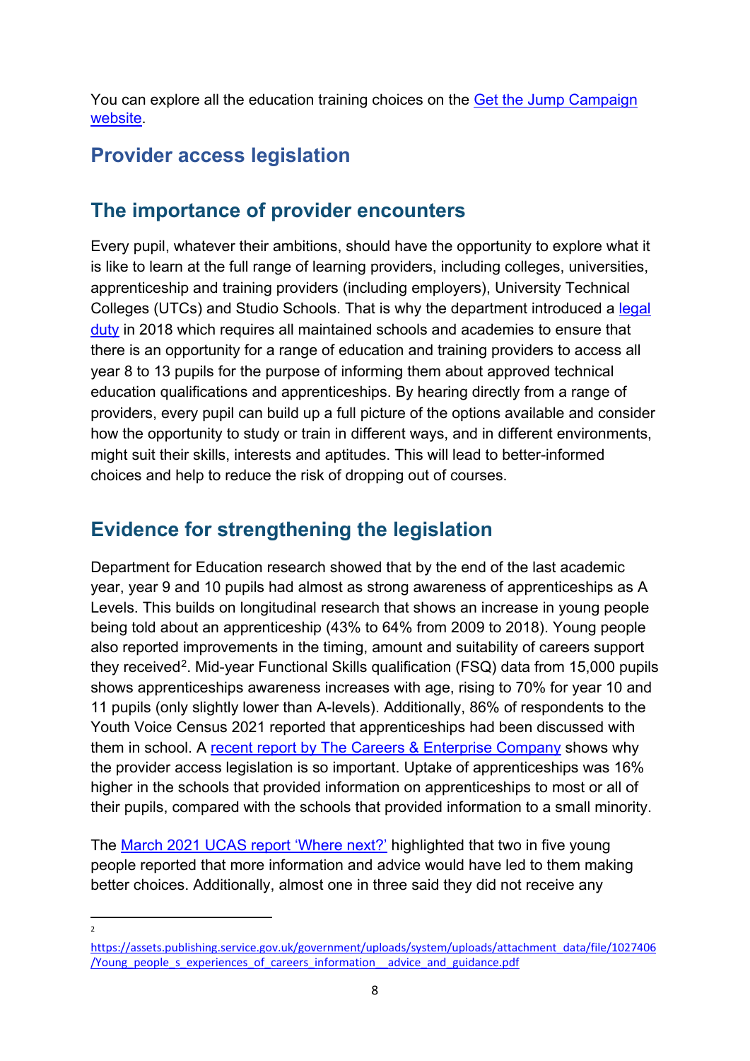You can explore all the education training choices on the [Get the Jump Campaign website](Get the Jump Campaign website).

## Provider access legislation

## The importance of provider encounters

Every pupil, whatever their ambitions, should have the opportunity to explore what it is like to learn at the full range of learning providers, including colleges, universities, apprenticeship and training providers (including employers), University Technical Colleges (UTCs) and Studio Schools. That is why the department introduced a legal duty in 2018 which requires all maintained schools and academies to ensure that there is an opportunity for a range of education and training providers to access all year 8 to 13 pupils for the purpose of informing them about approved technical education qualifications and apprenticeships. By hearing directly from a range of providers, every pupil can build up a full picture of the options available and consider how the opportunity to study or train in different ways, and in different environments, might suit their skills, interests and aptitudes. This will lead to better-informed choices and help to reduce the risk of dropping out of courses.

## Evidence for strengthening the legislation

Department for Education research showed that by the end of the last academic year, year 9 and 10 pupils had almost as strong awareness of apprenticeships as A Levels. This builds on longitudinal research that shows an increase in young people being told about an apprenticeship (43% to 64% from 2009 to 2018). Young people also reported improvements in the timing, amount and suitability of careers support they received[2]. Mid-year Functional Skills qualification (FSQ) data from 15,000 pupils shows apprenticeships awareness increases with age, rising to 70% for year 10 and 11 pupils (only slightly lower than A-levels). Additionally, 86% of respondents to the Youth Voice Census 2021 reported that apprenticeships had been discussed with them in school. A recent report by The Careers & Enterprise Company shows why the provider access legislation is so important. Uptake of apprenticeships was 16% higher in the schools that provided information on apprenticeships to most or all of their pupils, compared with the schools that provided information to a small minority.

The March 2021 UCAS report 'Where next?' highlighted that two in five young people reported that more information and advice would have led to them making better choices. Additionally, almost one in three said they did not receive any

[2] https://assets.publishing.service.gov.uk/government/uploads/system/uploads/attachment_data/file/1027406/Young_people_s_experiences_of_careers_information__advice_and_guidance.pdf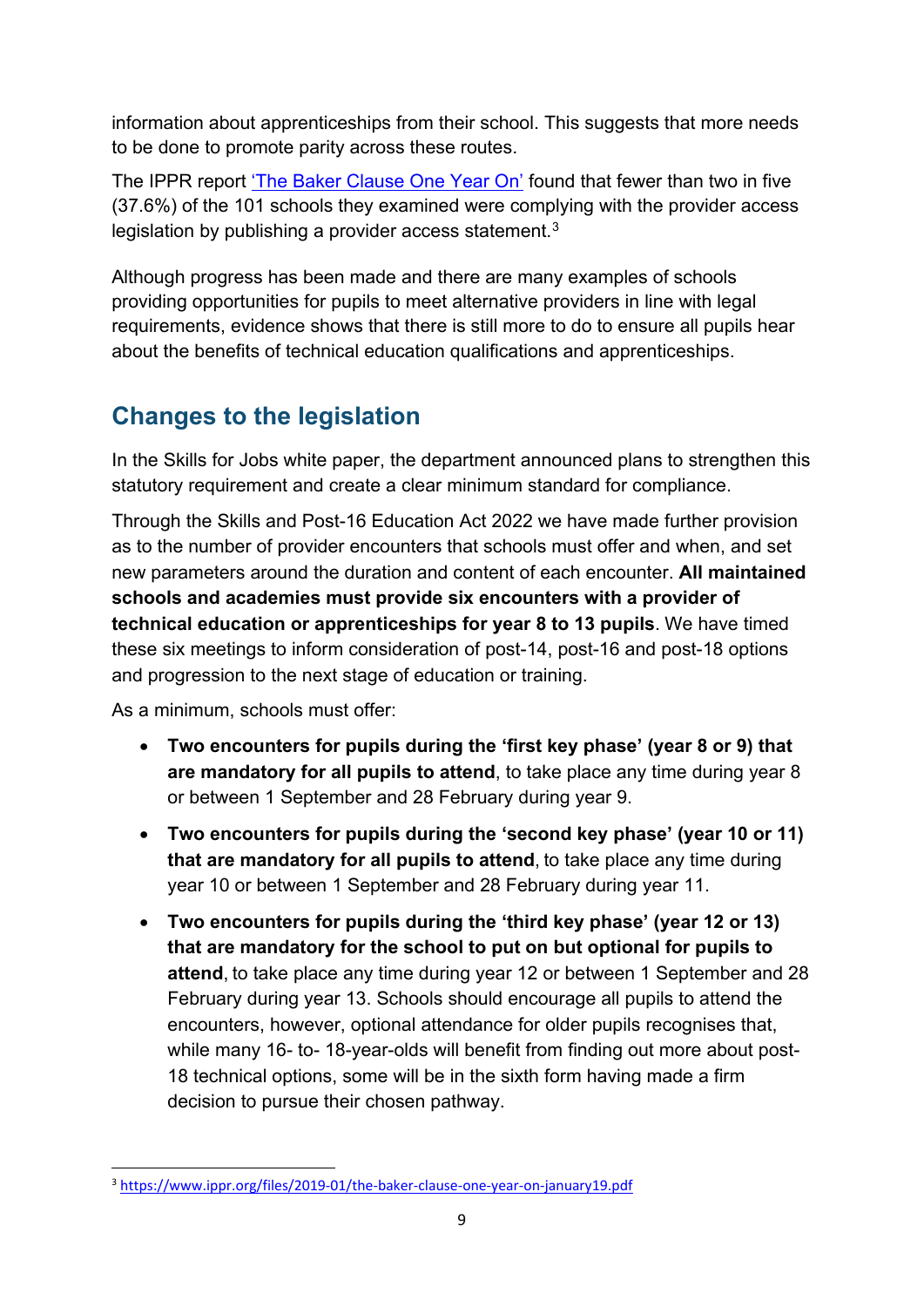information about apprenticeships from their school. This suggests that more needs to be done to promote parity across these routes.

The IPPR report ['The Baker Clause One Year On'](https://www.ippr.org/files/2019-01/the-baker-clause-one-year-on-january19.pdf) found that fewer than two in five (37.6%) of the 101 schools they examined were complying with the provider access legislation by publishing a provider access statement.[3]

Although progress has been made and there are many examples of schools providing opportunities for pupils to meet alternative providers in line with legal requirements, evidence shows that there is still more to do to ensure all pupils hear about the benefits of technical education qualifications and apprenticeships.

## Changes to the legislation

In the Skills for Jobs white paper, the department announced plans to strengthen this statutory requirement and create a clear minimum standard for compliance.

Through the Skills and Post-16 Education Act 2022 we have made further provision as to the number of provider encounters that schools must offer and when, and set new parameters around the duration and content of each encounter. **All maintained schools and academies must provide six encounters with a provider of technical education or apprenticeships for year 8 to 13 pupils**. We have timed these six meetings to inform consideration of post-14, post-16 and post-18 options and progression to the next stage of education or training.

As a minimum, schools must offer:

- **Two encounters for pupils during the 'first key phase' (year 8 or 9) that are mandatory for all pupils to attend**, to take place any time during year 8 or between 1 September and 28 February during year 9.
- **Two encounters for pupils during the 'second key phase' (year 10 or 11) that are mandatory for all pupils to attend**, to take place any time during year 10 or between 1 September and 28 February during year 11.
- **Two encounters for pupils during the 'third key phase' (year 12 or 13) that are mandatory for the school to put on but optional for pupils to attend**, to take place any time during year 12 or between 1 September and 28 February during year 13. Schools should encourage all pupils to attend the encounters, however, optional attendance for older pupils recognises that, while many 16- to- 18-year-olds will benefit from finding out more about post-18 technical options, some will be in the sixth form having made a firm decision to pursue their chosen pathway.

---

[3] https://www.ippr.org/files/2019-01/the-baker-clause-one-year-on-january19.pdf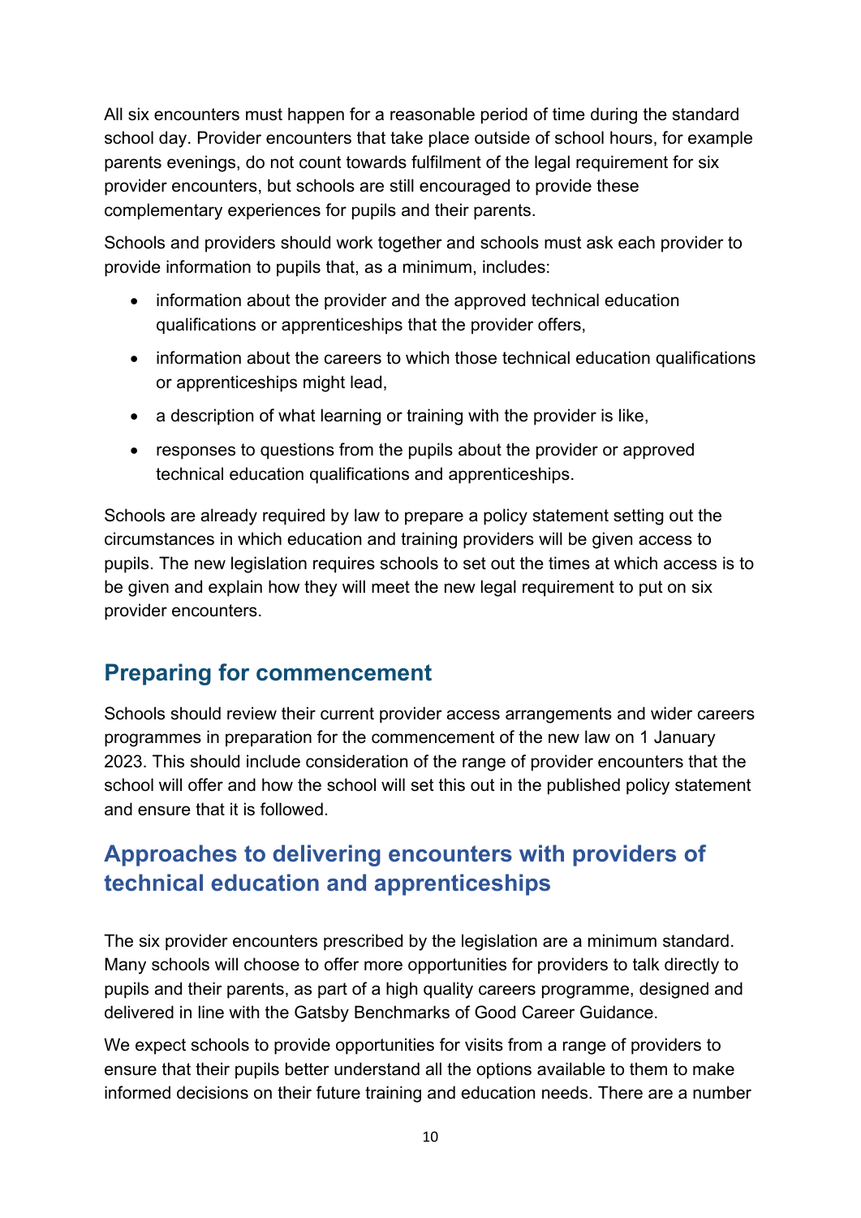All six encounters must happen for a reasonable period of time during the standard school day. Provider encounters that take place outside of school hours, for example parents evenings, do not count towards fulfilment of the legal requirement for six provider encounters, but schools are still encouraged to provide these complementary experiences for pupils and their parents.

Schools and providers should work together and schools must ask each provider to provide information to pupils that, as a minimum, includes:

- information about the provider and the approved technical education qualifications or apprenticeships that the provider offers,
- information about the careers to which those technical education qualifications or apprenticeships might lead,
- a description of what learning or training with the provider is like,
- responses to questions from the pupils about the provider or approved technical education qualifications and apprenticeships.

Schools are already required by law to prepare a policy statement setting out the circumstances in which education and training providers will be given access to pupils. The new legislation requires schools to set out the times at which access is to be given and explain how they will meet the new legal requirement to put on six provider encounters.

## Preparing for commencement

Schools should review their current provider access arrangements and wider careers programmes in preparation for the commencement of the new law on 1 January 2023. This should include consideration of the range of provider encounters that the school will offer and how the school will set this out in the published policy statement and ensure that it is followed.

## Approaches to delivering encounters with providers of technical education and apprenticeships

The six provider encounters prescribed by the legislation are a minimum standard. Many schools will choose to offer more opportunities for providers to talk directly to pupils and their parents, as part of a high quality careers programme, designed and delivered in line with the Gatsby Benchmarks of Good Career Guidance.

We expect schools to provide opportunities for visits from a range of providers to ensure that their pupils better understand all the options available to them to make informed decisions on their future training and education needs. There are a number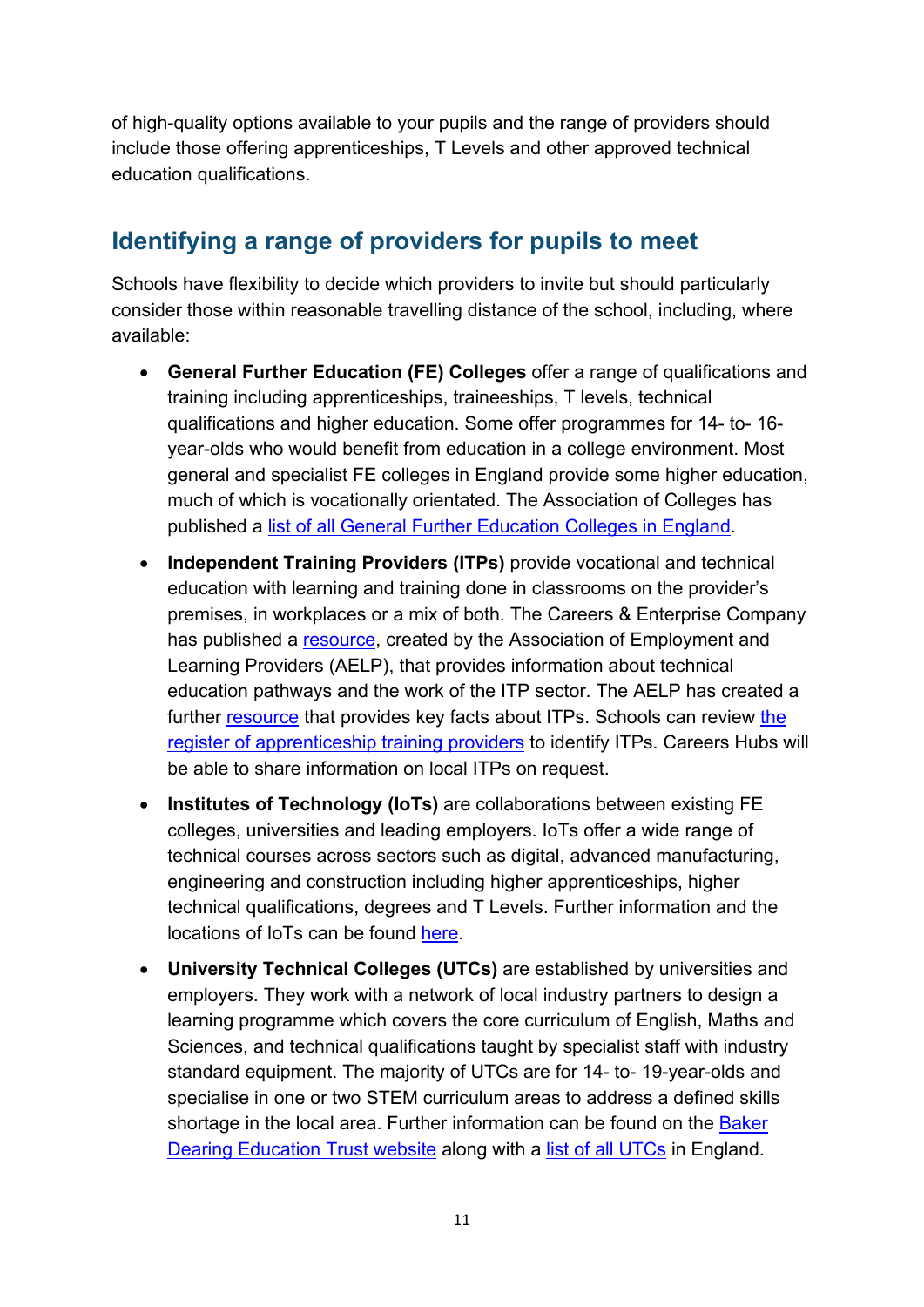of high-quality options available to your pupils and the range of providers should include those offering apprenticeships, T Levels and other approved technical education qualifications.

## Identifying a range of providers for pupils to meet

Schools have flexibility to decide which providers to invite but should particularly consider those within reasonable travelling distance of the school, including, where available:

- **General Further Education (FE) Colleges** offer a range of qualifications and training including apprenticeships, traineeships, T levels, technical qualifications and higher education. Some offer programmes for 14- to- 16-year-olds who would benefit from education in a college environment. Most general and specialist FE colleges in England provide some higher education, much of which is vocationally orientated. The Association of Colleges has published a list of all General Further Education Colleges in England.
- **Independent Training Providers (ITPs)** provide vocational and technical education with learning and training done in classrooms on the provider's premises, in workplaces or a mix of both. The Careers & Enterprise Company has published a resource, created by the Association of Employment and Learning Providers (AELP), that provides information about technical education pathways and the work of the ITP sector. The AELP has created a further resource that provides key facts about ITPs. Schools can review the register of apprenticeship training providers to identify ITPs. Careers Hubs will be able to share information on local ITPs on request.
- **Institutes of Technology (IoTs)** are collaborations between existing FE colleges, universities and leading employers. IoTs offer a wide range of technical courses across sectors such as digital, advanced manufacturing, engineering and construction including higher apprenticeships, higher technical qualifications, degrees and T Levels. Further information and the locations of IoTs can be found here.
- **University Technical Colleges (UTCs)** are established by universities and employers. They work with a network of local industry partners to design a learning programme which covers the core curriculum of English, Maths and Sciences, and technical qualifications taught by specialist staff with industry standard equipment. The majority of UTCs are for 14- to- 19-year-olds and specialise in one or two STEM curriculum areas to address a defined skills shortage in the local area. Further information can be found on the Baker Dearing Education Trust website along with a list of all UTCs in England.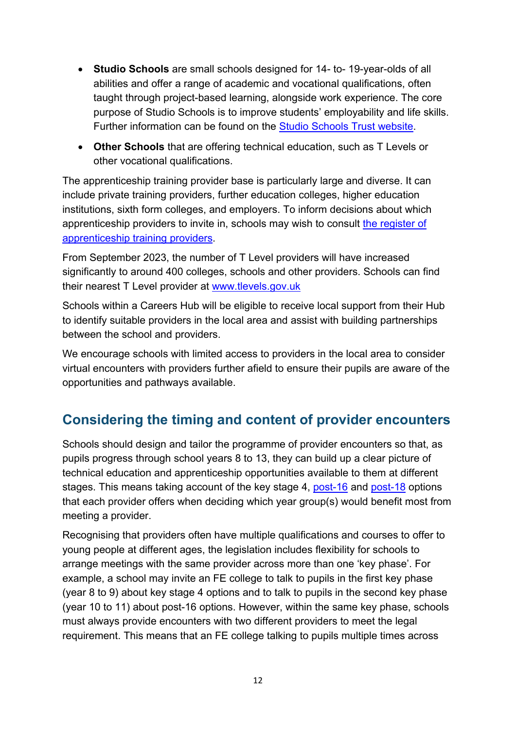- **Studio Schools** are small schools designed for 14- to- 19-year-olds of all abilities and offer a range of academic and vocational qualifications, often taught through project-based learning, alongside work experience. The core purpose of Studio Schools is to improve students' employability and life skills. Further information can be found on the Studio Schools Trust website.
- **Other Schools** that are offering technical education, such as T Levels or other vocational qualifications.

The apprenticeship training provider base is particularly large and diverse. It can include private training providers, further education colleges, higher education institutions, sixth form colleges, and employers. To inform decisions about which apprenticeship providers to invite in, schools may wish to consult the register of apprenticeship training providers.

From September 2023, the number of T Level providers will have increased significantly to around 400 colleges, schools and other providers. Schools can find their nearest T Level provider at www.tlevels.gov.uk

Schools within a Careers Hub will be eligible to receive local support from their Hub to identify suitable providers in the local area and assist with building partnerships between the school and providers.

We encourage schools with limited access to providers in the local area to consider virtual encounters with providers further afield to ensure their pupils are aware of the opportunities and pathways available.

## Considering the timing and content of provider encounters

Schools should design and tailor the programme of provider encounters so that, as pupils progress through school years 8 to 13, they can build up a clear picture of technical education and apprenticeship opportunities available to them at different stages. This means taking account of the key stage 4, post-16 and post-18 options that each provider offers when deciding which year group(s) would benefit most from meeting a provider.

Recognising that providers often have multiple qualifications and courses to offer to young people at different ages, the legislation includes flexibility for schools to arrange meetings with the same provider across more than one 'key phase'. For example, a school may invite an FE college to talk to pupils in the first key phase (year 8 to 9) about key stage 4 options and to talk to pupils in the second key phase (year 10 to 11) about post-16 options. However, within the same key phase, schools must always provide encounters with two different providers to meet the legal requirement. This means that an FE college talking to pupils multiple times across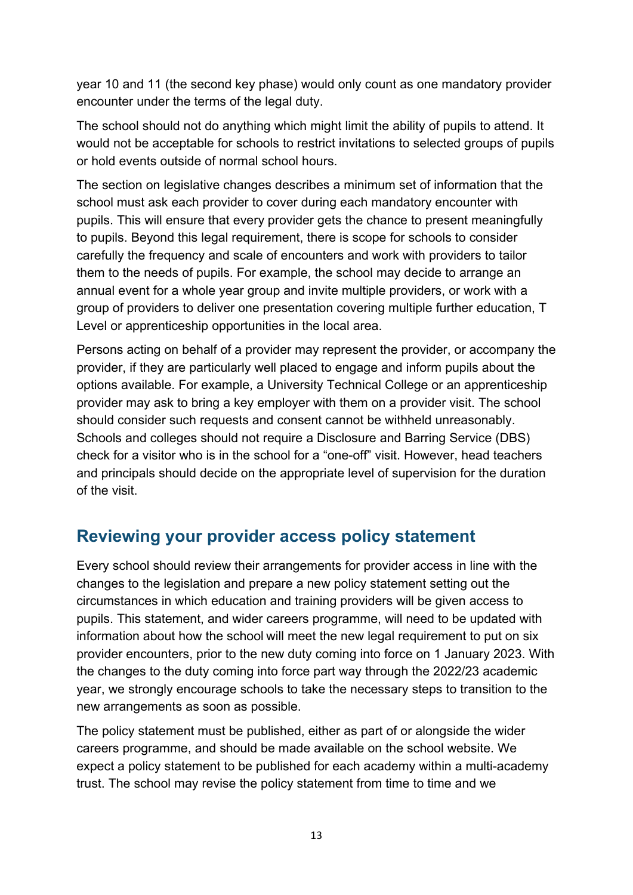year 10 and 11 (the second key phase) would only count as one mandatory provider encounter under the terms of the legal duty.

The school should not do anything which might limit the ability of pupils to attend. It would not be acceptable for schools to restrict invitations to selected groups of pupils or hold events outside of normal school hours.

The section on legislative changes describes a minimum set of information that the school must ask each provider to cover during each mandatory encounter with pupils. This will ensure that every provider gets the chance to present meaningfully to pupils. Beyond this legal requirement, there is scope for schools to consider carefully the frequency and scale of encounters and work with providers to tailor them to the needs of pupils. For example, the school may decide to arrange an annual event for a whole year group and invite multiple providers, or work with a group of providers to deliver one presentation covering multiple further education, T Level or apprenticeship opportunities in the local area.

Persons acting on behalf of a provider may represent the provider, or accompany the provider, if they are particularly well placed to engage and inform pupils about the options available. For example, a University Technical College or an apprenticeship provider may ask to bring a key employer with them on a provider visit. The school should consider such requests and consent cannot be withheld unreasonably. Schools and colleges should not require a Disclosure and Barring Service (DBS) check for a visitor who is in the school for a "one-off" visit. However, head teachers and principals should decide on the appropriate level of supervision for the duration of the visit.

## Reviewing your provider access policy statement

Every school should review their arrangements for provider access in line with the changes to the legislation and prepare a new policy statement setting out the circumstances in which education and training providers will be given access to pupils. This statement, and wider careers programme, will need to be updated with information about how the school will meet the new legal requirement to put on six provider encounters, prior to the new duty coming into force on 1 January 2023. With the changes to the duty coming into force part way through the 2022/23 academic year, we strongly encourage schools to take the necessary steps to transition to the new arrangements as soon as possible.

The policy statement must be published, either as part of or alongside the wider careers programme, and should be made available on the school website. We expect a policy statement to be published for each academy within a multi-academy trust. The school may revise the policy statement from time to time and we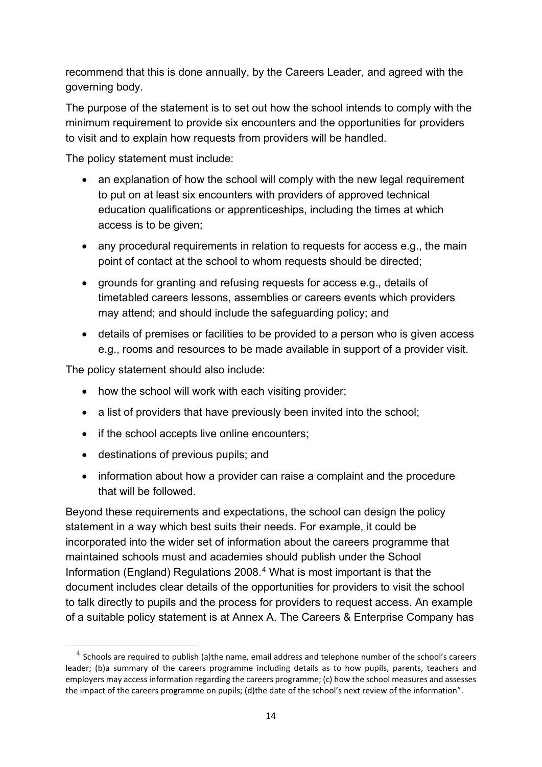recommend that this is done annually, by the Careers Leader, and agreed with the governing body.

The purpose of the statement is to set out how the school intends to comply with the minimum requirement to provide six encounters and the opportunities for providers to visit and to explain how requests from providers will be handled.

The policy statement must include:

- an explanation of how the school will comply with the new legal requirement to put on at least six encounters with providers of approved technical education qualifications or apprenticeships, including the times at which access is to be given;
- any procedural requirements in relation to requests for access e.g., the main point of contact at the school to whom requests should be directed;
- grounds for granting and refusing requests for access e.g., details of timetabled careers lessons, assemblies or careers events which providers may attend; and should include the safeguarding policy; and
- details of premises or facilities to be provided to a person who is given access e.g., rooms and resources to be made available in support of a provider visit.

The policy statement should also include:

- how the school will work with each visiting provider;
- a list of providers that have previously been invited into the school;
- if the school accepts live online encounters;
- destinations of previous pupils; and
- information about how a provider can raise a complaint and the procedure that will be followed.

Beyond these requirements and expectations, the school can design the policy statement in a way which best suits their needs. For example, it could be incorporated into the wider set of information about the careers programme that maintained schools must and academies should publish under the School Information (England) Regulations 2008.[4] What is most important is that the document includes clear details of the opportunities for providers to visit the school to talk directly to pupils and the process for providers to request access. An example of a suitable policy statement is at Annex A. The Careers & Enterprise Company has

---

[4] Schools are required to publish (a)the name, email address and telephone number of the school's careers leader; (b)a summary of the careers programme including details as to how pupils, parents, teachers and employers may access information regarding the careers programme; (c) how the school measures and assesses the impact of the careers programme on pupils; (d)the date of the school's next review of the information".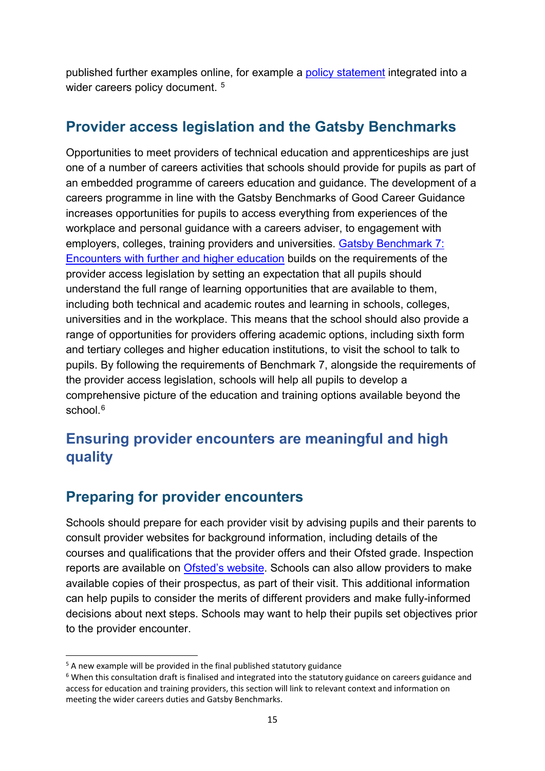published further examples online, for example a policy statement integrated into a wider careers policy document. [5]

## Provider access legislation and the Gatsby Benchmarks

Opportunities to meet providers of technical education and apprenticeships are just one of a number of careers activities that schools should provide for pupils as part of an embedded programme of careers education and guidance. The development of a careers programme in line with the Gatsby Benchmarks of Good Career Guidance increases opportunities for pupils to access everything from experiences of the workplace and personal guidance with a careers adviser, to engagement with employers, colleges, training providers and universities. Gatsby Benchmark 7: Encounters with further and higher education builds on the requirements of the provider access legislation by setting an expectation that all pupils should understand the full range of learning opportunities that are available to them, including both technical and academic routes and learning in schools, colleges, universities and in the workplace. This means that the school should also provide a range of opportunities for providers offering academic options, including sixth form and tertiary colleges and higher education institutions, to visit the school to talk to pupils. By following the requirements of Benchmark 7, alongside the requirements of the provider access legislation, schools will help all pupils to develop a comprehensive picture of the education and training options available beyond the school.[6]

## Ensuring provider encounters are meaningful and high quality

## Preparing for provider encounters

Schools should prepare for each provider visit by advising pupils and their parents to consult provider websites for background information, including details of the courses and qualifications that the provider offers and their Ofsted grade. Inspection reports are available on Ofsted's website. Schools can also allow providers to make available copies of their prospectus, as part of their visit. This additional information can help pupils to consider the merits of different providers and make fully-informed decisions about next steps. Schools may want to help their pupils set objectives prior to the provider encounter.

---

[5] A new example will be provided in the final published statutory guidance

[6] When this consultation draft is finalised and integrated into the statutory guidance on careers guidance and access for education and training providers, this section will link to relevant context and information on meeting the wider careers duties and Gatsby Benchmarks.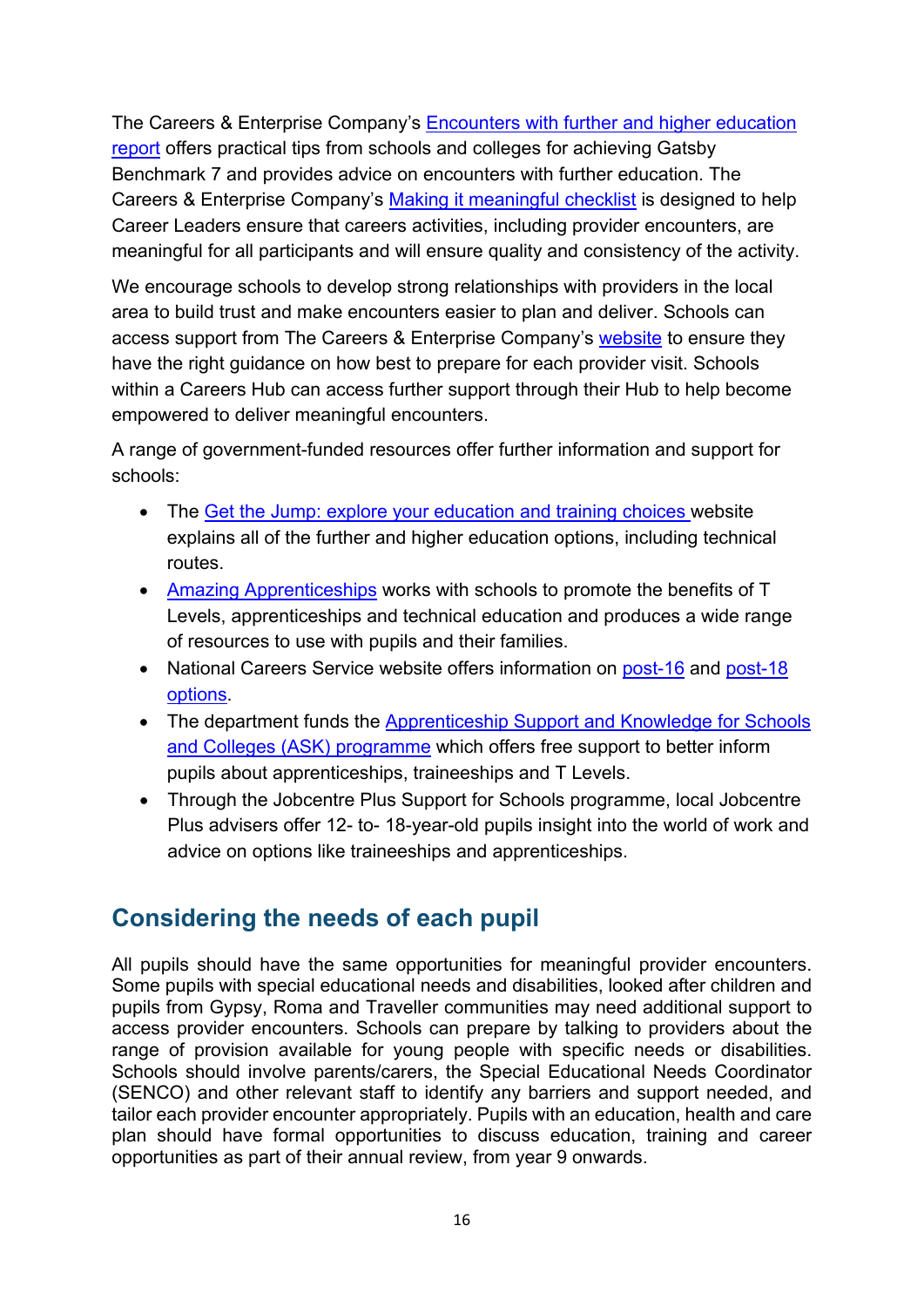The Careers & Enterprise Company's Encounters with further and higher education report offers practical tips from schools and colleges for achieving Gatsby Benchmark 7 and provides advice on encounters with further education. The Careers & Enterprise Company's Making it meaningful checklist is designed to help Career Leaders ensure that careers activities, including provider encounters, are meaningful for all participants and will ensure quality and consistency of the activity.

We encourage schools to develop strong relationships with providers in the local area to build trust and make encounters easier to plan and deliver. Schools can access support from The Careers & Enterprise Company's website to ensure they have the right guidance on how best to prepare for each provider visit. Schools within a Careers Hub can access further support through their Hub to help become empowered to deliver meaningful encounters.

A range of government-funded resources offer further information and support for schools:

- The Get the Jump: explore your education and training choices website explains all of the further and higher education options, including technical routes.
- Amazing Apprenticeships works with schools to promote the benefits of T Levels, apprenticeships and technical education and produces a wide range of resources to use with pupils and their families.
- National Careers Service website offers information on post-16 and post-18 options.
- The department funds the Apprenticeship Support and Knowledge for Schools and Colleges (ASK) programme which offers free support to better inform pupils about apprenticeships, traineeships and T Levels.
- Through the Jobcentre Plus Support for Schools programme, local Jobcentre Plus advisers offer 12- to- 18-year-old pupils insight into the world of work and advice on options like traineeships and apprenticeships.

## Considering the needs of each pupil

All pupils should have the same opportunities for meaningful provider encounters. Some pupils with special educational needs and disabilities, looked after children and pupils from Gypsy, Roma and Traveller communities may need additional support to access provider encounters. Schools can prepare by talking to providers about the range of provision available for young people with specific needs or disabilities. Schools should involve parents/carers, the Special Educational Needs Coordinator (SENCO) and other relevant staff to identify any barriers and support needed, and tailor each provider encounter appropriately. Pupils with an education, health and care plan should have formal opportunities to discuss education, training and career opportunities as part of their annual review, from year 9 onwards.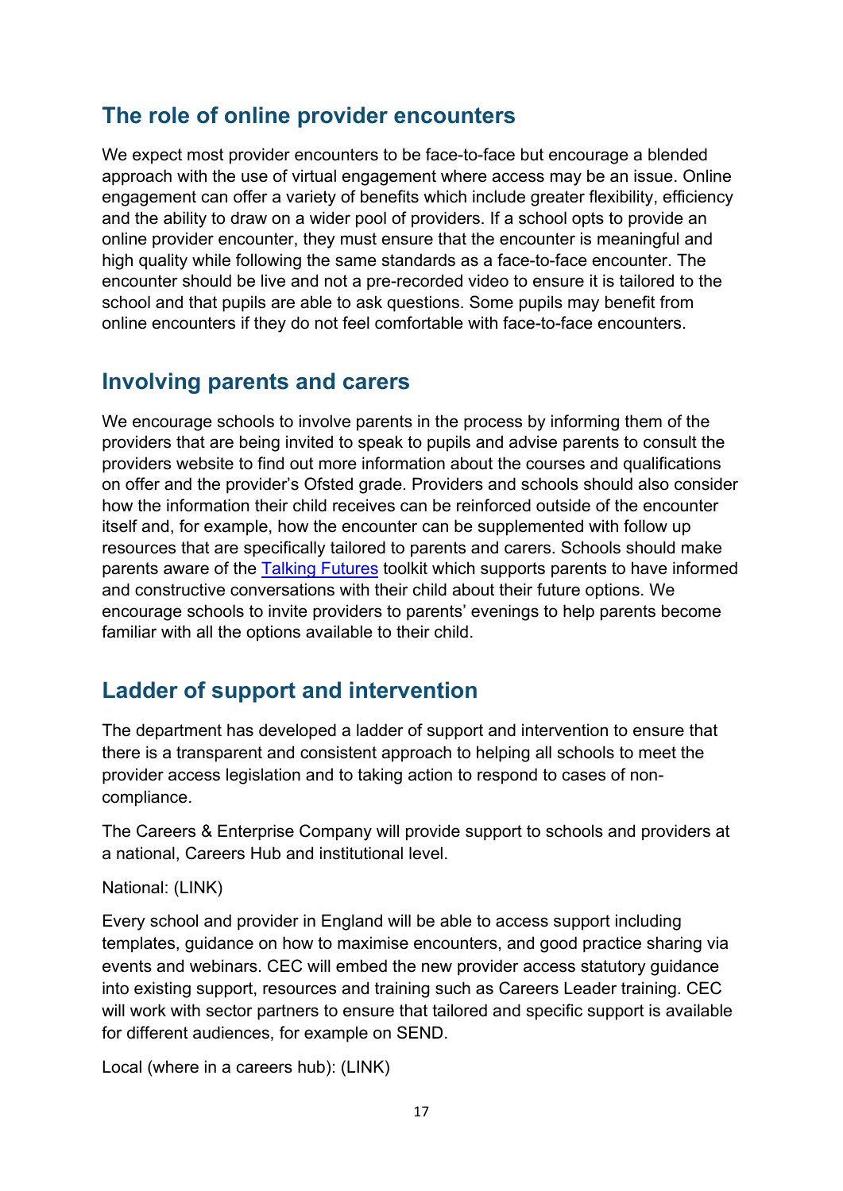## The role of online provider encounters

We expect most provider encounters to be face-to-face but encourage a blended approach with the use of virtual engagement where access may be an issue. Online engagement can offer a variety of benefits which include greater flexibility, efficiency and the ability to draw on a wider pool of providers. If a school opts to provide an online provider encounter, they must ensure that the encounter is meaningful and high quality while following the same standards as a face-to-face encounter. The encounter should be live and not a pre-recorded video to ensure it is tailored to the school and that pupils are able to ask questions. Some pupils may benefit from online encounters if they do not feel comfortable with face-to-face encounters.

## Involving parents and carers

We encourage schools to involve parents in the process by informing them of the providers that are being invited to speak to pupils and advise parents to consult the providers website to find out more information about the courses and qualifications on offer and the provider's Ofsted grade. Providers and schools should also consider how the information their child receives can be reinforced outside of the encounter itself and, for example, how the encounter can be supplemented with follow up resources that are specifically tailored to parents and carers. Schools should make parents aware of the Talking Futures toolkit which supports parents to have informed and constructive conversations with their child about their future options. We encourage schools to invite providers to parents' evenings to help parents become familiar with all the options available to their child.

## Ladder of support and intervention

The department has developed a ladder of support and intervention to ensure that there is a transparent and consistent approach to helping all schools to meet the provider access legislation and to taking action to respond to cases of non-compliance.

The Careers & Enterprise Company will provide support to schools and providers at a national, Careers Hub and institutional level.

National: (LINK)

Every school and provider in England will be able to access support including templates, guidance on how to maximise encounters, and good practice sharing via events and webinars. CEC will embed the new provider access statutory guidance into existing support, resources and training such as Careers Leader training. CEC will work with sector partners to ensure that tailored and specific support is available for different audiences, for example on SEND.

Local (where in a careers hub): (LINK)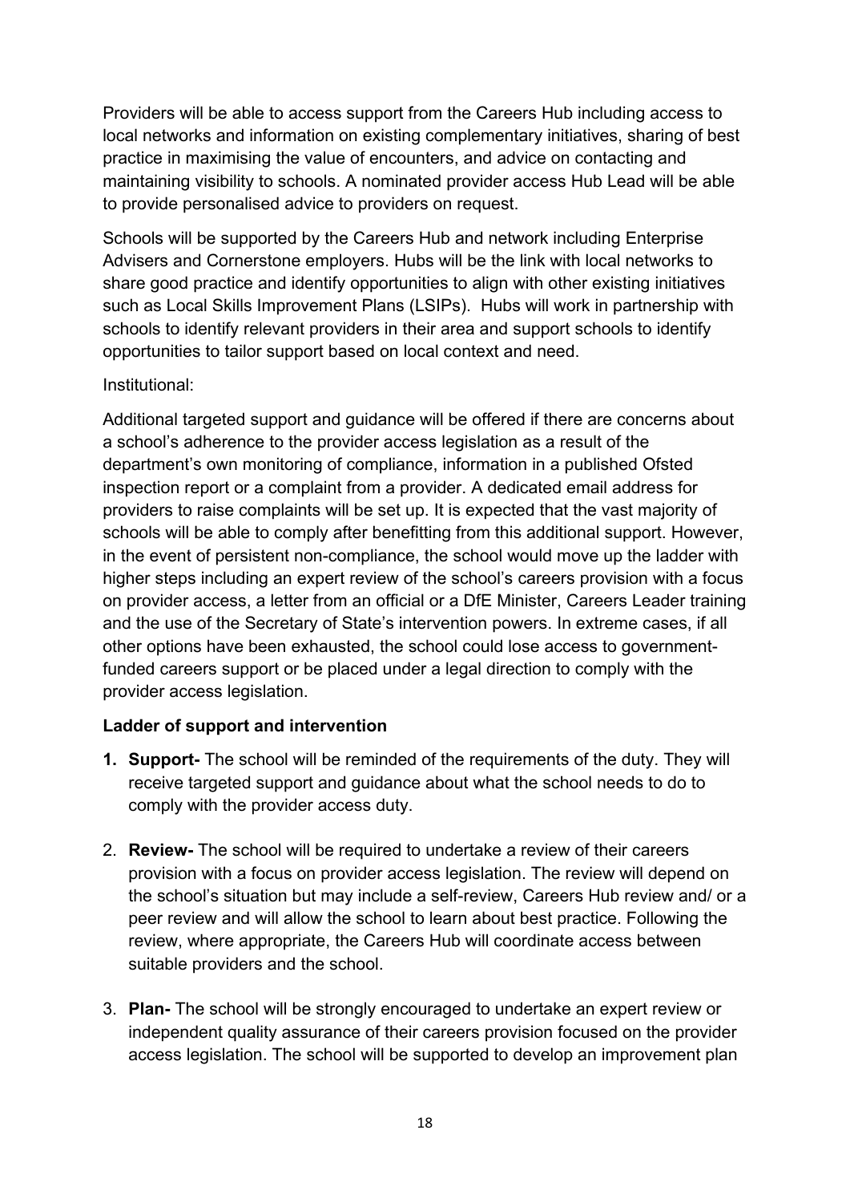Providers will be able to access support from the Careers Hub including access to local networks and information on existing complementary initiatives, sharing of best practice in maximising the value of encounters, and advice on contacting and maintaining visibility to schools. A nominated provider access Hub Lead will be able to provide personalised advice to providers on request.

Schools will be supported by the Careers Hub and network including Enterprise Advisers and Cornerstone employers. Hubs will be the link with local networks to share good practice and identify opportunities to align with other existing initiatives such as Local Skills Improvement Plans (LSIPs). Hubs will work in partnership with schools to identify relevant providers in their area and support schools to identify opportunities to tailor support based on local context and need.

Institutional:

Additional targeted support and guidance will be offered if there are concerns about a school's adherence to the provider access legislation as a result of the department's own monitoring of compliance, information in a published Ofsted inspection report or a complaint from a provider. A dedicated email address for providers to raise complaints will be set up. It is expected that the vast majority of schools will be able to comply after benefitting from this additional support. However, in the event of persistent non-compliance, the school would move up the ladder with higher steps including an expert review of the school's careers provision with a focus on provider access, a letter from an official or a DfE Minister, Careers Leader training and the use of the Secretary of State's intervention powers. In extreme cases, if all other options have been exhausted, the school could lose access to government-funded careers support or be placed under a legal direction to comply with the provider access legislation.

**Ladder of support and intervention**

1. **Support-** The school will be reminded of the requirements of the duty. They will receive targeted support and guidance about what the school needs to do to comply with the provider access duty.

2. **Review-** The school will be required to undertake a review of their careers provision with a focus on provider access legislation. The review will depend on the school's situation but may include a self-review, Careers Hub review and/ or a peer review and will allow the school to learn about best practice. Following the review, where appropriate, the Careers Hub will coordinate access between suitable providers and the school.

3. **Plan-** The school will be strongly encouraged to undertake an expert review or independent quality assurance of their careers provision focused on the provider access legislation. The school will be supported to develop an improvement plan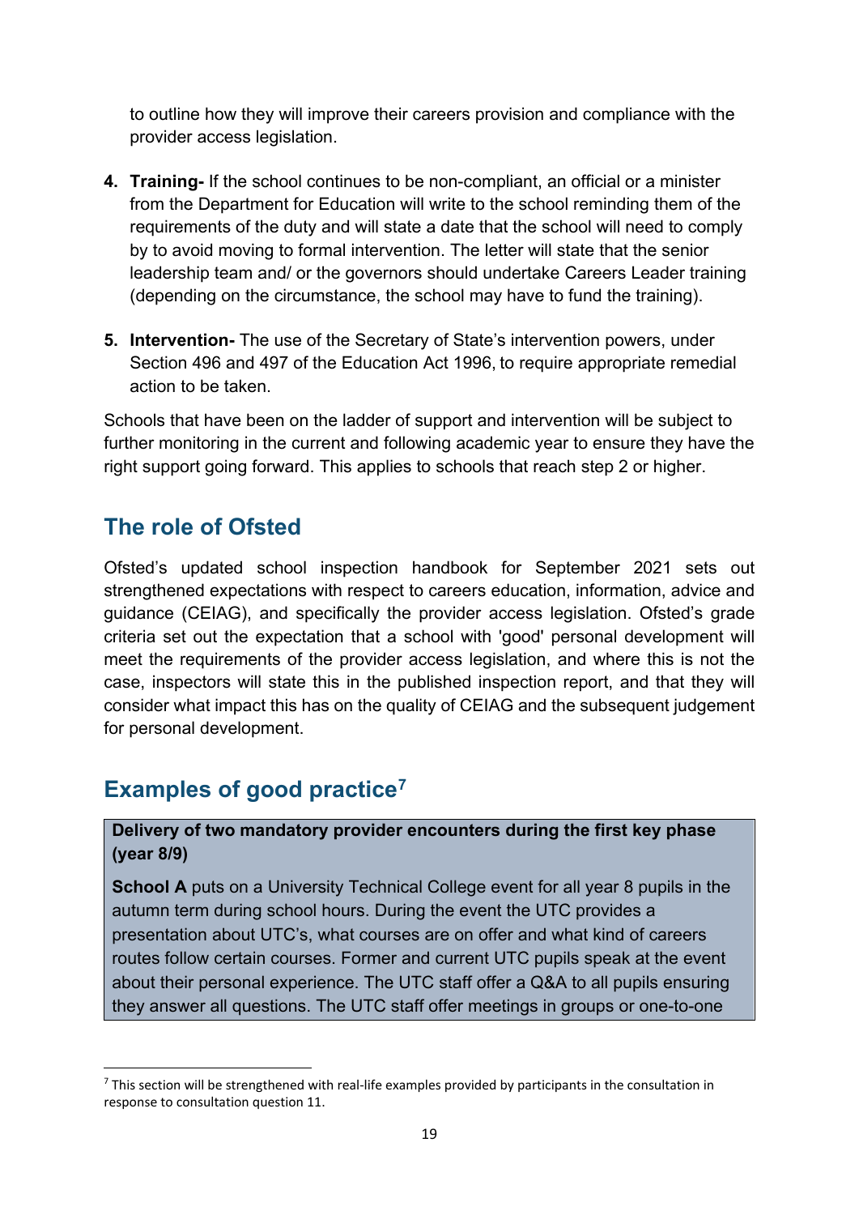to outline how they will improve their careers provision and compliance with the provider access legislation.

4. **Training-** If the school continues to be non-compliant, an official or a minister from the Department for Education will write to the school reminding them of the requirements of the duty and will state a date that the school will need to comply by to avoid moving to formal intervention. The letter will state that the senior leadership team and/ or the governors should undertake Careers Leader training (depending on the circumstance, the school may have to fund the training).

5. **Intervention-** The use of the Secretary of State's intervention powers, under Section 496 and 497 of the Education Act 1996, to require appropriate remedial action to be taken.

Schools that have been on the ladder of support and intervention will be subject to further monitoring in the current and following academic year to ensure they have the right support going forward. This applies to schools that reach step 2 or higher.

## The role of Ofsted

Ofsted's updated school inspection handbook for September 2021 sets out strengthened expectations with respect to careers education, information, advice and guidance (CEIAG), and specifically the provider access legislation. Ofsted's grade criteria set out the expectation that a school with 'good' personal development will meet the requirements of the provider access legislation, and where this is not the case, inspectors will state this in the published inspection report, and that they will consider what impact this has on the quality of CEIAG and the subsequent judgement for personal development.

## Examples of good practice[7]

**Delivery of two mandatory provider encounters during the first key phase (year 8/9)**

**School A** puts on a University Technical College event for all year 8 pupils in the autumn term during school hours. During the event the UTC provides a presentation about UTC's, what courses are on offer and what kind of careers routes follow certain courses. Former and current UTC pupils speak at the event about their personal experience. The UTC staff offer a Q&A to all pupils ensuring they answer all questions. The UTC staff offer meetings in groups or one-to-one

[7] This section will be strengthened with real-life examples provided by participants in the consultation in response to consultation question 11.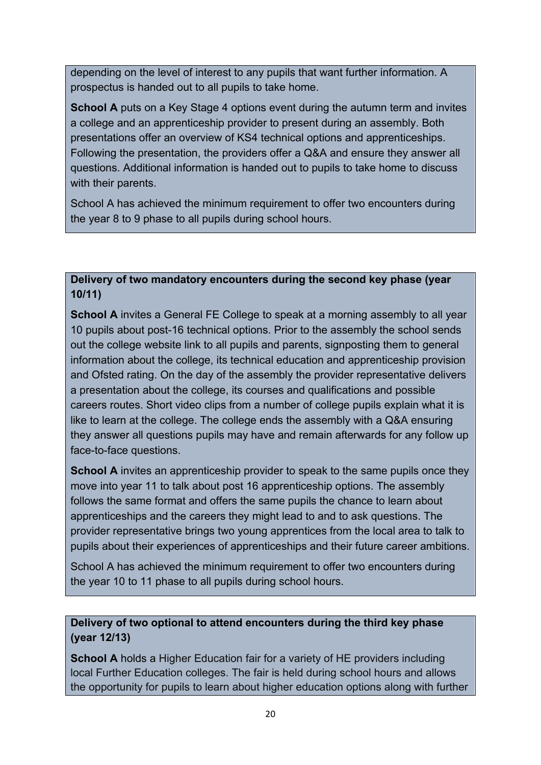depending on the level of interest to any pupils that want further information. A prospectus is handed out to all pupils to take home.

**School A** puts on a Key Stage 4 options event during the autumn term and invites a college and an apprenticeship provider to present during an assembly. Both presentations offer an overview of KS4 technical options and apprenticeships. Following the presentation, the providers offer a Q&A and ensure they answer all questions. Additional information is handed out to pupils to take home to discuss with their parents.

School A has achieved the minimum requirement to offer two encounters during the year 8 to 9 phase to all pupils during school hours.

**Delivery of two mandatory encounters during the second key phase (year 10/11)**

**School A** invites a General FE College to speak at a morning assembly to all year 10 pupils about post-16 technical options. Prior to the assembly the school sends out the college website link to all pupils and parents, signposting them to general information about the college, its technical education and apprenticeship provision and Ofsted rating. On the day of the assembly the provider representative delivers a presentation about the college, its courses and qualifications and possible careers routes. Short video clips from a number of college pupils explain what it is like to learn at the college. The college ends the assembly with a Q&A ensuring they answer all questions pupils may have and remain afterwards for any follow up face-to-face questions.

**School A** invites an apprenticeship provider to speak to the same pupils once they move into year 11 to talk about post 16 apprenticeship options. The assembly follows the same format and offers the same pupils the chance to learn about apprenticeships and the careers they might lead to and to ask questions. The provider representative brings two young apprentices from the local area to talk to pupils about their experiences of apprenticeships and their future career ambitions.

School A has achieved the minimum requirement to offer two encounters during the year 10 to 11 phase to all pupils during school hours.

**Delivery of two optional to attend encounters during the third key phase (year 12/13)**

**School A** holds a Higher Education fair for a variety of HE providers including local Further Education colleges. The fair is held during school hours and allows the opportunity for pupils to learn about higher education options along with further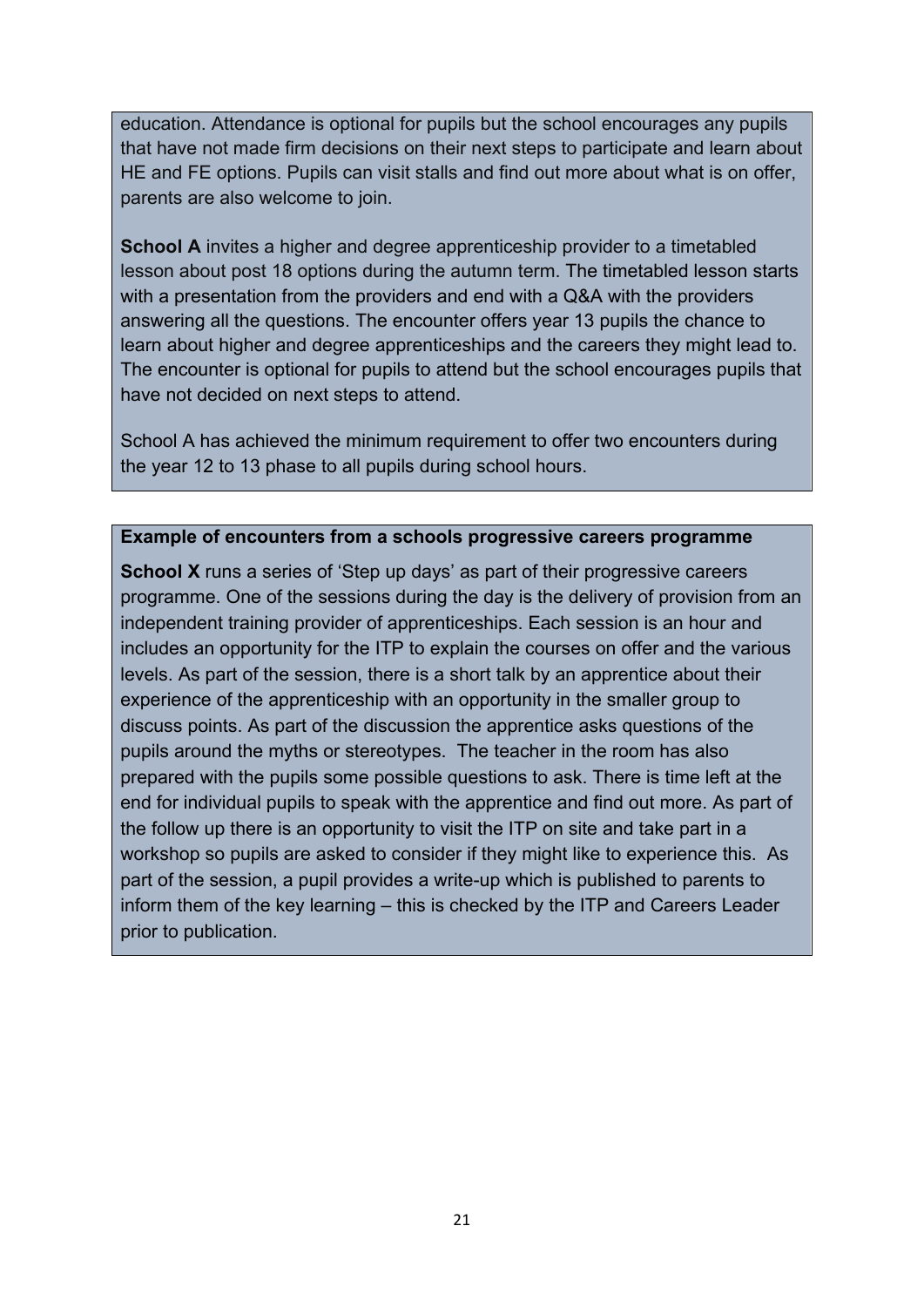education. Attendance is optional for pupils but the school encourages any pupils that have not made firm decisions on their next steps to participate and learn about HE and FE options. Pupils can visit stalls and find out more about what is on offer, parents are also welcome to join.

**School A** invites a higher and degree apprenticeship provider to a timetabled lesson about post 18 options during the autumn term. The timetabled lesson starts with a presentation from the providers and end with a Q&A with the providers answering all the questions. The encounter offers year 13 pupils the chance to learn about higher and degree apprenticeships and the careers they might lead to. The encounter is optional for pupils to attend but the school encourages pupils that have not decided on next steps to attend.

School A has achieved the minimum requirement to offer two encounters during the year 12 to 13 phase to all pupils during school hours.

**Example of encounters from a schools progressive careers programme**

**School X** runs a series of 'Step up days' as part of their progressive careers programme. One of the sessions during the day is the delivery of provision from an independent training provider of apprenticeships. Each session is an hour and includes an opportunity for the ITP to explain the courses on offer and the various levels. As part of the session, there is a short talk by an apprentice about their experience of the apprenticeship with an opportunity in the smaller group to discuss points. As part of the discussion the apprentice asks questions of the pupils around the myths or stereotypes. The teacher in the room has also prepared with the pupils some possible questions to ask. There is time left at the end for individual pupils to speak with the apprentice and find out more. As part of the follow up there is an opportunity to visit the ITP on site and take part in a workshop so pupils are asked to consider if they might like to experience this. As part of the session, a pupil provides a write-up which is published to parents to inform them of the key learning – this is checked by the ITP and Careers Leader prior to publication.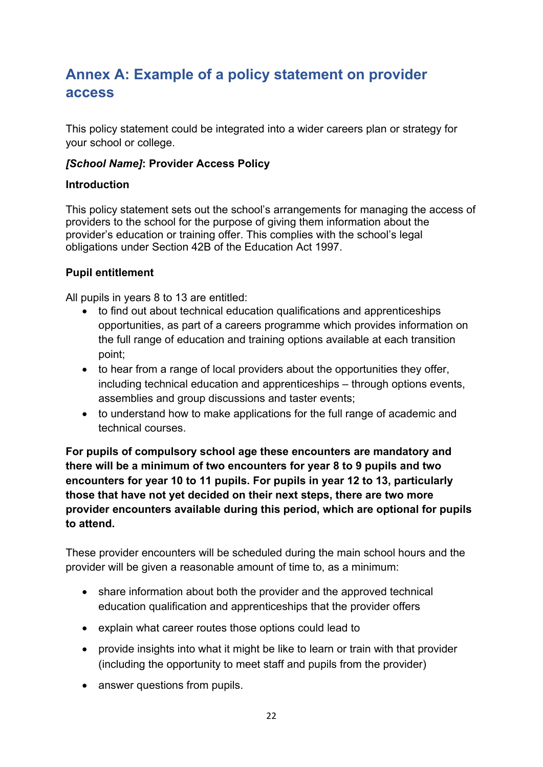## Annex A: Example of a policy statement on provider access

This policy statement could be integrated into a wider careers plan or strategy for your school or college.

***[School Name]*: Provider Access Policy**

**Introduction**

This policy statement sets out the school's arrangements for managing the access of providers to the school for the purpose of giving them information about the provider's education or training offer. This complies with the school's legal obligations under Section 42B of the Education Act 1997.

**Pupil entitlement**

All pupils in years 8 to 13 are entitled:

- to find out about technical education qualifications and apprenticeships opportunities, as part of a careers programme which provides information on the full range of education and training options available at each transition point;
- to hear from a range of local providers about the opportunities they offer, including technical education and apprenticeships – through options events, assemblies and group discussions and taster events;
- to understand how to make applications for the full range of academic and technical courses.

**For pupils of compulsory school age these encounters are mandatory and there will be a minimum of two encounters for year 8 to 9 pupils and two encounters for year 10 to 11 pupils. For pupils in year 12 to 13, particularly those that have not yet decided on their next steps, there are two more provider encounters available during this period, which are optional for pupils to attend.**

These provider encounters will be scheduled during the main school hours and the provider will be given a reasonable amount of time to, as a minimum:

- share information about both the provider and the approved technical education qualification and apprenticeships that the provider offers
- explain what career routes those options could lead to
- provide insights into what it might be like to learn or train with that provider (including the opportunity to meet staff and pupils from the provider)
- answer questions from pupils.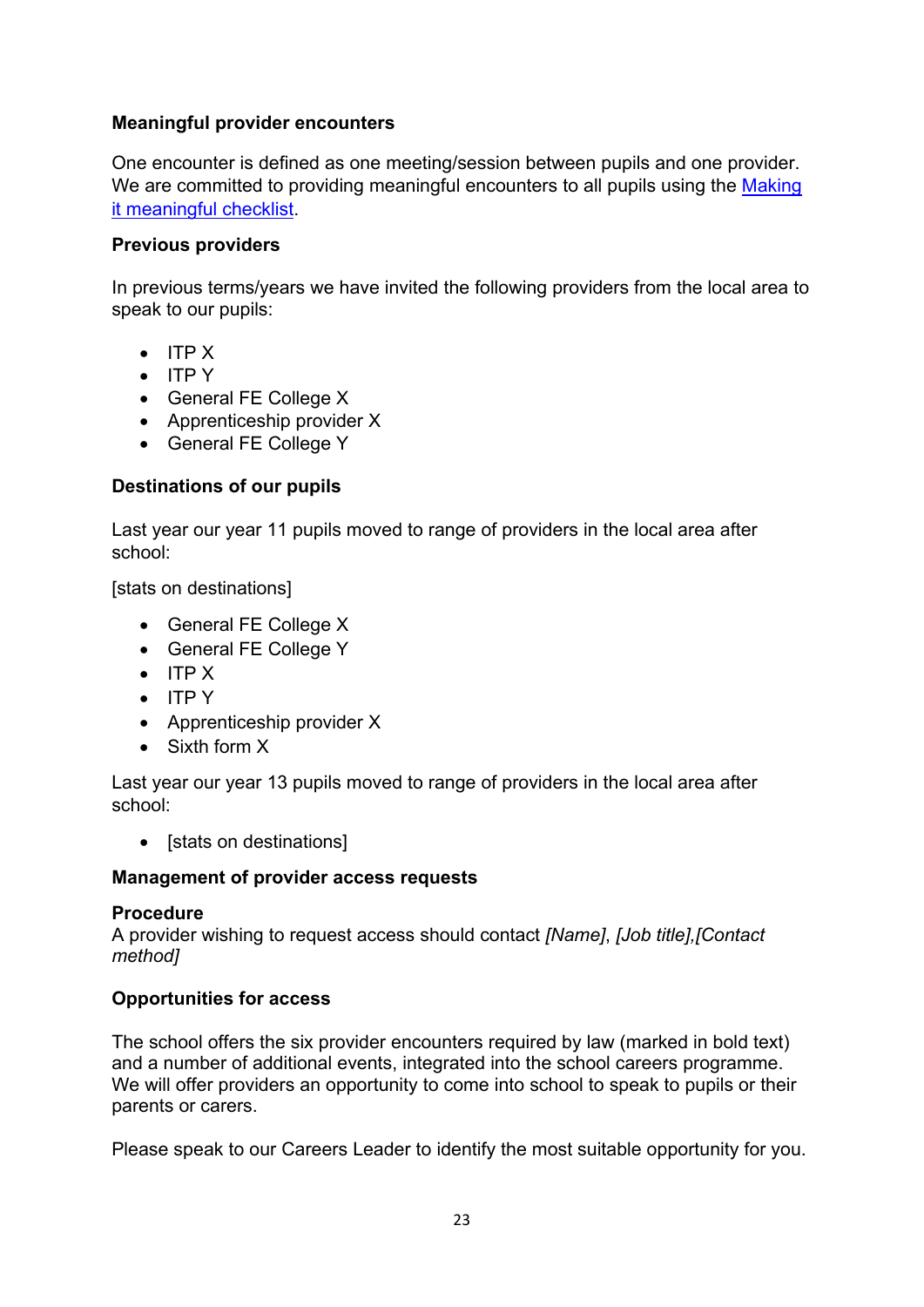**Meaningful provider encounters**

One encounter is defined as one meeting/session between pupils and one provider. We are committed to providing meaningful encounters to all pupils using the [Making it meaningful checklist](#).

**Previous providers**

In previous terms/years we have invited the following providers from the local area to speak to our pupils:

- ITP X
- ITP Y
- General FE College X
- Apprenticeship provider X
- General FE College Y

**Destinations of our pupils**

Last year our year 11 pupils moved to range of providers in the local area after school:

[stats on destinations]

- General FE College X
- General FE College Y
- ITP X
- ITP Y
- Apprenticeship provider X
- Sixth form X

Last year our year 13 pupils moved to range of providers in the local area after school:

- [stats on destinations]

**Management of provider access requests**

**Procedure**
A provider wishing to request access should contact *[Name]*, *[Job title]*,*[Contact method]*

**Opportunities for access**

The school offers the six provider encounters required by law (marked in bold text) and a number of additional events, integrated into the school careers programme. We will offer providers an opportunity to come into school to speak to pupils or their parents or carers.

Please speak to our Careers Leader to identify the most suitable opportunity for you.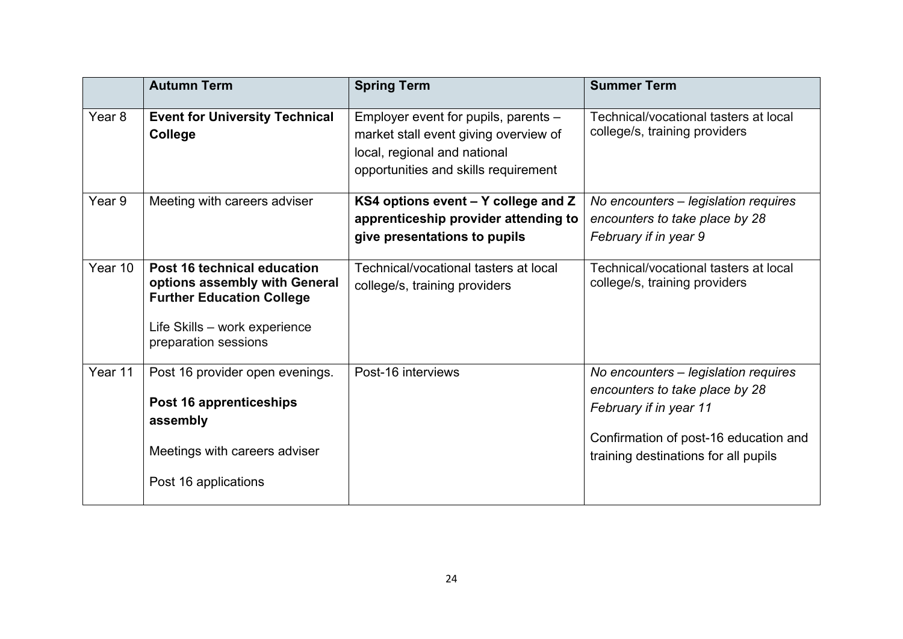| | Autumn Term | Spring Term | Summer Term |
|---|---|---|---|
| Year 8 | **Event for University Technical College** | Employer event for pupils, parents – market stall event giving overview of local, regional and national opportunities and skills requirement | Technical/vocational tasters at local college/s, training providers |
| Year 9 | Meeting with careers adviser | **KS4 options event – Y college and Z apprenticeship provider attending to give presentations to pupils** | *No encounters – legislation requires encounters to take place by 28 February if in year 9* |
| Year 10 | **Post 16 technical education options assembly with General Further Education College**<br><br>Life Skills – work experience preparation sessions | Technical/vocational tasters at local college/s, training providers | Technical/vocational tasters at local college/s, training providers |
| Year 11 | Post 16 provider open evenings.<br><br>**Post 16 apprenticeships assembly**<br><br>Meetings with careers adviser<br><br>Post 16 applications | Post-16 interviews | *No encounters – legislation requires encounters to take place by 28 February if in year 11*<br><br>Confirmation of post-16 education and training destinations for all pupils |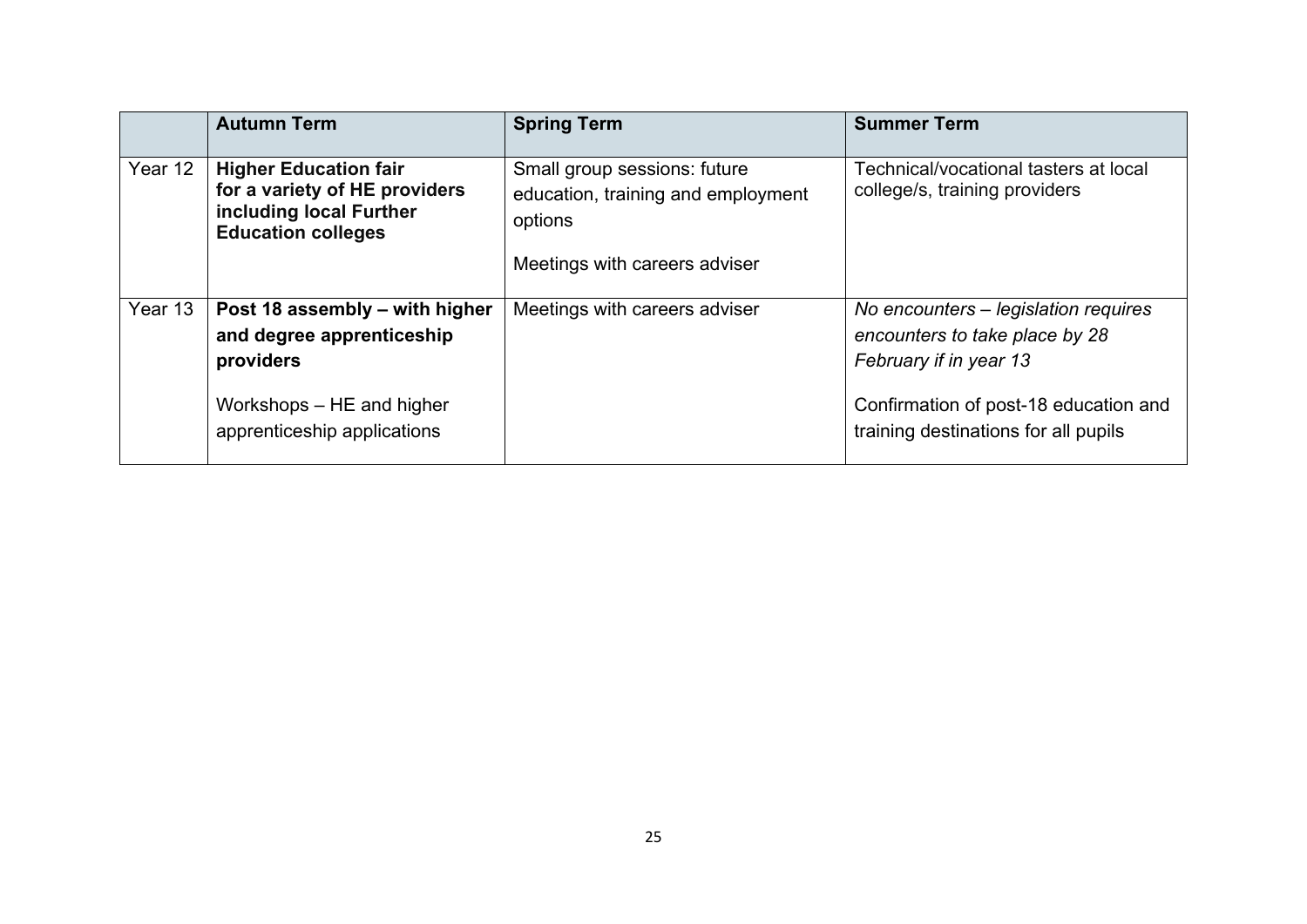| | Autumn Term | Spring Term | Summer Term |
|---|---|---|---|
| Year 12 | **Higher Education fair for a variety of HE providers including local Further Education colleges** | Small group sessions: future education, training and employment options<br><br>Meetings with careers adviser | Technical/vocational tasters at local college/s, training providers |
| Year 13 | **Post 18 assembly – with higher and degree apprenticeship providers**<br><br>Workshops – HE and higher apprenticeship applications | Meetings with careers adviser | *No encounters – legislation requires encounters to take place by 28 February if in year 13*<br><br>Confirmation of post-18 education and training destinations for all pupils |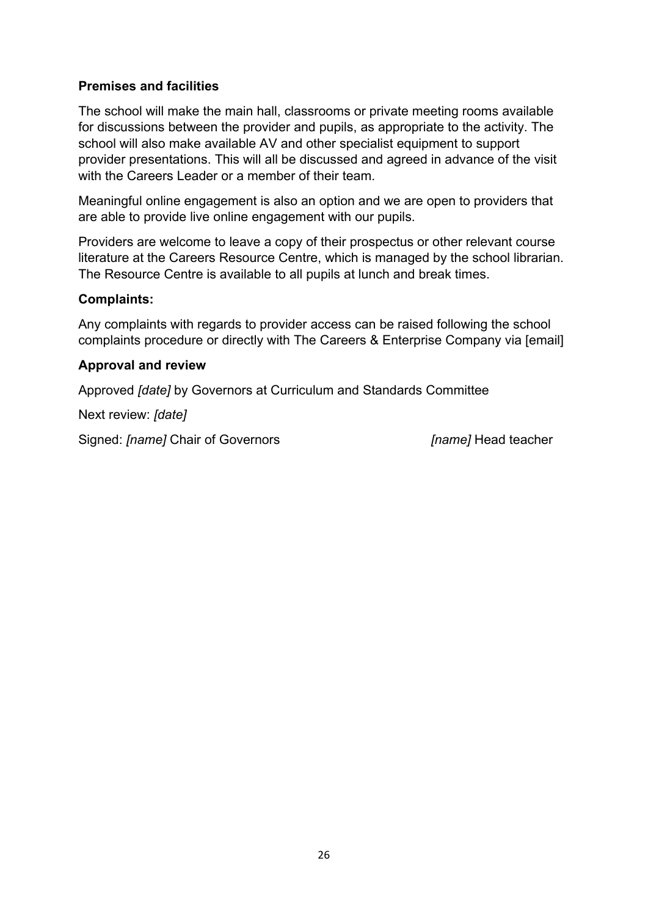**Premises and facilities**

The school will make the main hall, classrooms or private meeting rooms available for discussions between the provider and pupils, as appropriate to the activity. The school will also make available AV and other specialist equipment to support provider presentations. This will all be discussed and agreed in advance of the visit with the Careers Leader or a member of their team.

Meaningful online engagement is also an option and we are open to providers that are able to provide live online engagement with our pupils.

Providers are welcome to leave a copy of their prospectus or other relevant course literature at the Careers Resource Centre, which is managed by the school librarian. The Resource Centre is available to all pupils at lunch and break times.

**Complaints:**

Any complaints with regards to provider access can be raised following the school complaints procedure or directly with The Careers & Enterprise Company via [email]

**Approval and review**

Approved *[date]* by Governors at Curriculum and Standards Committee

Next review: *[date]*

Signed: *[name]* Chair of Governors *[name]* Head teacher